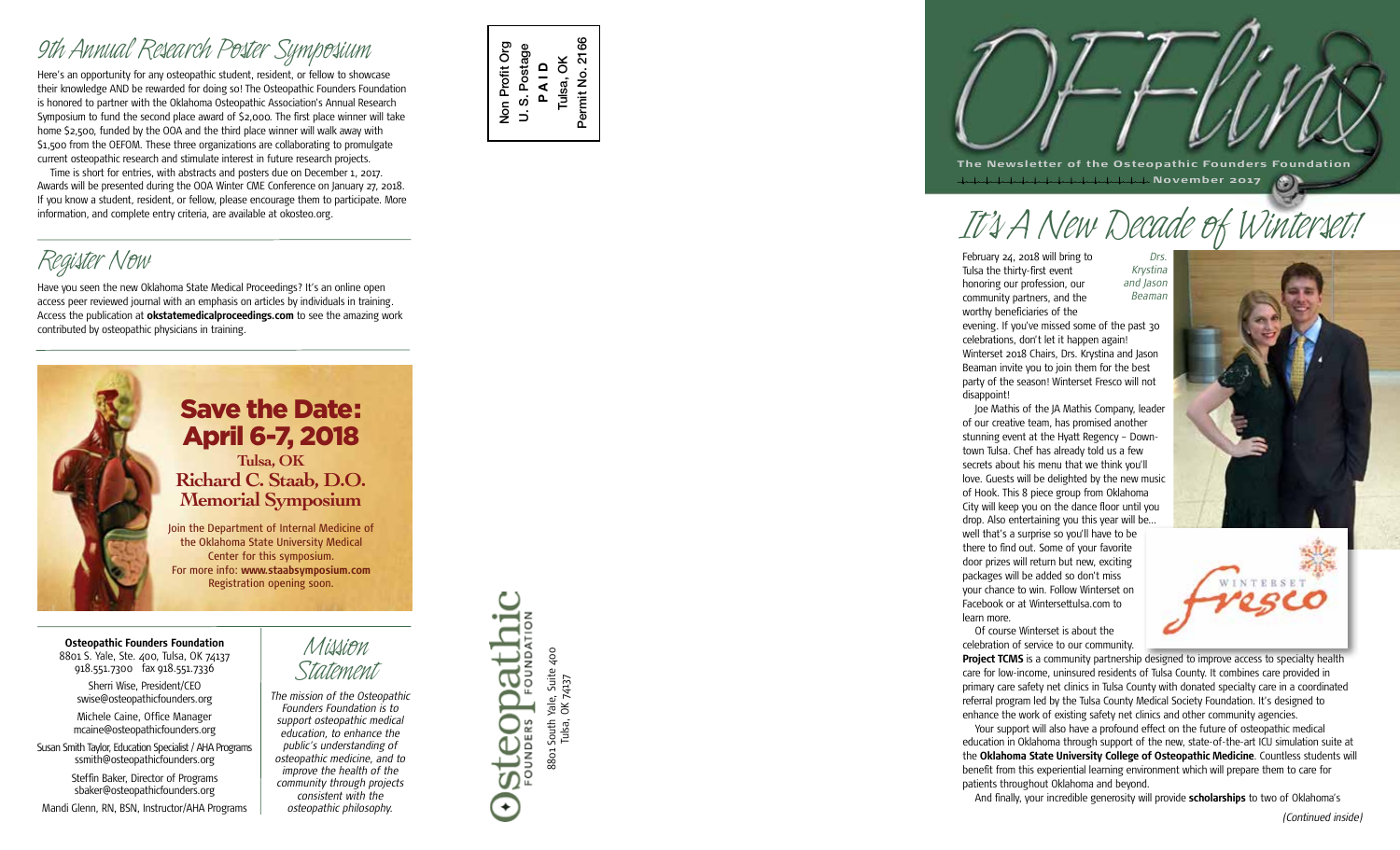# 9th Annual Research Poster Symposium

Here's an opportunity for any osteopathic student, resident, or fellow to showcase their knowledge AND be rewarded for doing so! The Osteopathic Founders Foundation is honored to partner with the Oklahoma Osteopathic Association's Annual Research Symposium to fund the second place award of $2,000. The first place winner will take home $2,500, funded by the OOA and the third place winner will walk away with $1,500 from the OEFOM. These three organizations are collaborating to promulgate current osteopathic research and stimulate interest in future research projects.

Time is short for entries, with abstracts and posters due on December 1, 2017. Awards will be presented during the OOA Winter CME Conference on January 27, 2018. If you know a student, resident, or fellow, please encourage them to participate. More information, and complete entry criteria, are available at okosteo.org.

# Register Now

Have you seen the new Oklahoma State Medical Proceedings? It's an online open access peer reviewed journal with an emphasis on articles by individuals in training. Access the publication at **okstatemedicalproceedings.com** to see the amazing work contributed by osteopathic physicians in training.

## Save the Date: April 6-7, 2018

**Tulsa, OK**
**Richard C. Staab, D.O. Memorial Symposium**

Join the Department of Internal Medicine of the Oklahoma State University Medical Center for this symposium.
For more info: **www.staabsymposium.com**
Registration opening soon.

**Osteopathic Founders Foundation**
8801 S. Yale, Ste. 400, Tulsa, OK 74137
918.551.7300 fax 918.551.7336

Sherri Wise, President/CEO
swise@osteopathicfounders.org

Michele Caine, Office Manager
mcaine@osteopathicfounders.org

Susan Smith Taylor, Education Specialist / AHA Programs
ssmith@osteopathicfounders.org

Steffin Baker, Director of Programs
sbaker@osteopathicfounders.org

Mandi Glenn, RN, BSN, Instructor/AHA Programs

## Mission Statement

*The mission of the Osteopathic Founders Foundation is to support osteopathic medical education, to enhance the public's understanding of osteopathic medicine, and to improve the health of the community through projects consistent with the osteopathic philosophy.*

Non Profit Org
U. S. Postage
PAID
Tulsa, OK
Permit No. 2166

Osteopathic Founders Foundation
8801 South Yale, Suite 400
Tulsa, OK 74137

# OFFlines

**The Newsletter of the Osteopathic Founders Foundation**
**November 2017**

# It's A New Decade of Winterset!

*Drs. Krystina and Jason Beaman*

February 24, 2018 will bring to Tulsa the thirty-first event honoring our profession, our community partners, and the worthy beneficiaries of the evening. If you've missed some of the past 30 celebrations, don't let it happen again! Winterset 2018 Chairs, Drs. Krystina and Jason Beaman invite you to join them for the best party of the season! Winterset Fresco will not disappoint!

Joe Mathis of the JA Mathis Company, leader of our creative team, has promised another stunning event at the Hyatt Regency – Downtown Tulsa. Chef has already told us a few secrets about his menu that we think you'll love. Guests will be delighted by the new music of Hook. This 8 piece group from Oklahoma City will keep you on the dance floor until you drop. Also entertaining you this year will be... well that's a surprise so you'll have to be there to find out. Some of your favorite door prizes will return but new, exciting packages will be added so don't miss your chance to win. Follow Winterset on Facebook or at Wintersettulsa.com to learn more.

Winterset Fresco

Of course Winterset is about the celebration of service to our community.

**Project TCMS** is a community partnership designed to improve access to specialty health care for low-income, uninsured residents of Tulsa County. It combines care provided in primary care safety net clinics in Tulsa County with donated specialty care in a coordinated referral program led by the Tulsa County Medical Society Foundation. It's designed to enhance the work of existing safety net clinics and other community agencies.

Your support will also have a profound effect on the future of osteopathic medical education in Oklahoma through support of the new, state-of-the-art ICU simulation suite at the **Oklahoma State University College of Osteopathic Medicine**. Countless students will benefit from this experiential learning environment which will prepare them to care for patients throughout Oklahoma and beyond.

And finally, your incredible generosity will provide **scholarships** to two of Oklahoma's

*(Continued inside)*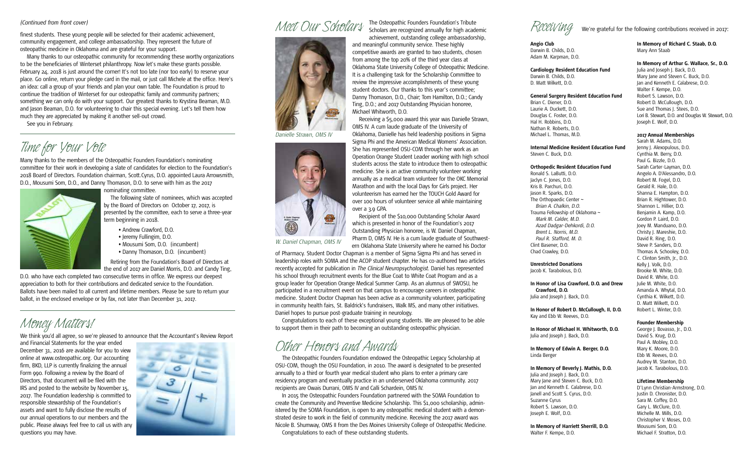*(Continued from front cover)*

finest students. These young people will be selected for their academic achievement, community engagement, and college ambassadorship. They represent the future of osteopathic medicine in Oklahoma and are grateful for your support.

Many thanks to our osteopathic community for recommending these worthy organizations to be the beneficiaries of Winterset philanthropy. Now let's make these grants possible. February 24, 2018 is just around the corner! It's not too late (nor too early) to reserve your place. Go online, return your pledge card in the mail, or just call Michele at the office. Here's an idea: call a group of your friends and plan your own table. The Foundation is proud to continue the tradition of Winterset for our osteopathic family and community partners; something we can only do with your support. Our greatest thanks to Krystina Beaman, M.D. and Jason Beaman, D.O. for volunteering to chair this special evening. Let's tell them how much they are appreciated by making it another sell-out crowd.

See you in February.

## Time for Your Vote

Many thanks to the members of the Osteopathic Founders Foundation's nominating committee for their work in developing a slate of candidates for election to the Foundation's 2018 Board of Directors. Foundation chairman, Scott.Cyrus, D.O. appointed Laura Arrowsmith, D.O., Mousumi Som, D.O., and Danny Thomason, D.O. to serve with him as the 2017 nominating committee.

The following slate of nominees, which was accepted by the Board of Directors on October 17, 2017, is presented by the committee, each to serve a three-year term beginning in 2018.

- Andrew Crawford, D.O.
- Jeremy Fullingim, D.O.
- Mousumi Som, D.O. (incumbent)
- Danny Thomason, D.O. (incumbent)

Retiring from the Foundation's Board of Directors at the end of 2017 are Daniel Morris, D.O. and Candy Ting, D.O. who have each completed two consecutive terms in office. We express our deepest appreciation to both for their contributions and dedicated service to the Foundation. Ballots have been mailed to all current and lifetime members. Please be sure to return your ballot, in the enclosed envelope or by fax, not later than December 31, 2017.

## Money Matters!

We think you'd all agree, so we're pleased to announce that the Accountant's Review Report and Financial Statements for the year ended December 31, 2016 are available for you to view online at www.osteopathic.org. Our accounting firm, BKD, LLP is currently finalizing the annual Form 990. Following a review by the Board of Directors, that document will be filed with the IRS and posted to the website by November 15, 2017. The Foundation leadership is committed to responsible stewardship of the Foundation's assets and want to fully disclose the results of our annual operations to our members and the public. Please always feel free to call us with any questions you may have.

## Meet Our Scholars

The Osteopathic Founders Foundation's Tribute Scholars are recognized annually for high academic achievement, outstanding college ambassadorship, and meaningful community service. These highly competitive awards are granted to two students, chosen from among the top 20% of the third year class at Oklahoma State University College of Osteopathic Medicine. It is a challenging task for the Scholarship Committee to review the impressive accomplishments of these young student doctors. Our thanks to this year's committee; Danny Thomason, D.O., Chair; Tom Hamilton, D.O.; Candy Ting, D.O.; and 2017 Outstanding Physician honoree, Michael Whitworth, D.O.

*Danielle Strawn, OMS IV*

*W. Daniel Chapman, OMS IV*

Receiving a $5,000 award this year was Danielle Strawn, OMS IV. A cum laude graduate of the University of Oklahoma, Danielle has held leadership positions in Sigma Sigma Phi and the American Medical Womens' Association. She has represented OSU-COM through her work as an Operation Orange Student Leader working with high school students across the state to introduce them to osteopathic medicine. She is an active community volunteer working annually as a medical team volunteer for the OKC Memorial Marathon and with the local Days for Girls project. Her volunteerism has earned her the TOUCH Gold Award for over 100 hours of volunteer service all while maintaining over a 3.9 GPA.

Recipient of the $10,000 Outstanding Scholar Award which is presented in honor of the Foundation's 2017 Outstanding Physician honoree, is W. Daniel Chapman, Pharm D, OMS IV. He is a cum laude graduate of Southwestern Oklahoma State University where he earned his Doctor of Pharmacy. Student Doctor Chapman is a member of Sigma Sigma Phi and has served in leadership roles with SOMA and the ACOP student chapter. He has co-authored two articles recently accepted for publication in *The Clinical Neuropsychologist*. Daniel has represented his school through recruitment events for the Blue Coat to White Coat Program and as a group leader for Operation Orange Medical Summer Camp. As an alumnus of SWOSU, he participated in a recruitment event on that campus to encourage careers in osteopathic medicine. Student Doctor Chapman has been active as a community volunteer, participating in community health fairs, St. Baldrick's fundraisers, Walk MS, and many other initiatives. Daniel hopes to pursue post-graduate training in neurology.

Congratulations to each of these exceptional young students. We are pleased to be able to support them in their path to becoming an outstanding osteopathic physician.

## Other Honors and Awards

The Osteopathic Founders Foundation endowed the Osteopathic Legacy Scholarship at OSU-COM, though the OSU Foundation, in 2010. The award is designated to be presented annually to a third or fourth year medical student who plans to enter a primary care residency program and eventually practice in an underserved Oklahoma community. 2017 recipients are Owais Durrani, OMS IV and Calli Schardein, OMS IV.

In 2015 the Osteopathic Founders Foundation partnered with the SOMA Foundation to create the Community and Preventive Medicine Scholarship. This $1,000 scholarship, administered by the SOMA Foundation, is open to any osteopathic medical student with a demonstrated desire to work in the field of community medicine. Receiving the 2017 award was Nicole B. Shumway, OMS II from the Des Moines University College of Osteopathic Medicine.

Congratulations to each of these outstanding students.

## Receiving

We're grateful for the following contributions received in 2017:

**Angio Club**
Darwin B. Childs, D.O.
Adam M. Karpman, D.O.

**Cardiology Resident Education Fund**
Darwin B. Childs, D.O.
D. Matt Wilkett, D.O.

**General Surgery Resident Education Fund**
Brian C. Diener, D.O.
Laurie A. Duckett, D.O.
Douglas C. Foster, D.O.
Hal H. Robbins, D.O.
Nathan R. Roberts, D.O.
Michael L. Thomas, M.D.

**Internal Medicine Resident Education Fund**
Steven C. Buck, D.O.

**Orthopedic Resident Education Fund**
Ronald S. LaButti, D.O.
Jaclyn C. Jones, D.O.
Kris B. Parchuri, D.O.
Jason R. Sparks, D.O.
The Orthopaedic Center ~
*Brian A. Chalkin, D.O.*
Trauma Fellowship of Oklahoma ~
*Mark M. Calder, M.D.*
*Azad Dadgar-Dehkordi, D.O.*
*Brent L. Norris, M.D.*
*Paul R. Stafford, M. D.*
Clint Basener, D.O.
Chad Crawley, D.O.

**Unrestricted Donations**
Jacob K. Tarabolous, D.O.

**In Honor of Lisa Crawford, D.O. and Drew Crawford, D.O.**
Julia and Joseph J. Back, D.O.

**In Honor of Robert D. McCullough, II, D.O.**
Kay and Ebb W. Reeves, D.O.

**In Honor of Michael H. Whitworth, D.O.**
Julia and Joseph J. Back, D.O.

**In Memory of Edwin A. Berger, D.O.**
Linda Berger

**In Memory of Beverly J. Mathis, D.O.**
Julia and Joseph J. Back, D.O.
Mary Jane and Steven C. Buck, D.O.
Jan and Kenneth E. Calabrese, D.O.
Janell and Scott S. Cyrus, D.O.
Suzanne Cyrus
Robert S. Lawson, D.O.
Joseph E. Wolf, D.O.

**In Memory of Harriett Sherrill, D.O.**
Walter F. Kempe, D.O.

**In Memory of Richard C. Staab, D.O.**
Mary Ann Staab

**In Memory of Arthur G. Wallace, Sr., D.O.**
Julia and Joseph J. Back, D.O.
Mary Jane and Steven C. Buck, D.O.
Jan and Kenneth E. Calabrese, D.O.
Walter F. Kempe, D.O.
Robert S. Lawson, D.O.
Robert D. McCullough, D.O.
Sue and Thomas J. Stees, D.O.
Lori B. Stewart, D.O. and Douglas W. Stewart, D.O.
Joseph E. Wolf, D.O.

**2017 Annual Memberships**
Sarah M. Adams, D.O.
Jenny J. Alexopulous, D.O.
Cynthia M. Berry, D.O.
Paul G. Bizzle, D.O.
Sarah Carter-Layman, D.O.
Angelo A. D'Alessandro, D.O.
Robert M. Fogel, D.O.
Gerald R. Hale, D.O.
Shanna E. Hampton, D.O.
Brian R. Hightower, D.O.
Shannon L. Hillier, D.O.
Benjamin A. Kamp, D.O.
Gordon P. Laird, D.O.
Joey M. Manduano, D.O.
Christy J. Mareshie, D.O.
David R. Ring, D.O.
Steve P. Sanders, D.O.
Thomas A. Schooley, D.O.
C. Clinton Smith, Jr., D.O.
Kelly J. Volk, D.O.
Brooke M. White, D.O.
David R. White, D.O.
Julie M. White, D.O.
Amanda A. Whytal, D.O.
Cynthia K. Wilkett, D.O.
D. Matt Wilkett, D.O.
Robert L. Winter, D.O.

**Founder Membership**
George J. Bovasso, Jr., D.O.
David S. Krug, D.O.
Paul A. Mobley, D.O.
Mary K. Moore, D.O.
Ebb W. Reeves, D.O.
Audrey M. Stanton, D.O.
Jacob K. Tarabolous, D.O.

**Lifetime Membership**
D'Lynn Christian-Armstrong, D.O.
Justin D. Chronister, D.O.
Sara M. Coffey, D.O.
Gary L. McClure, D.O.
Michelle M. Mills, D.O.
Christopher V. Moses, D.O.
Mousumi Som, D.O.
Michael F. Stratton, D.O.